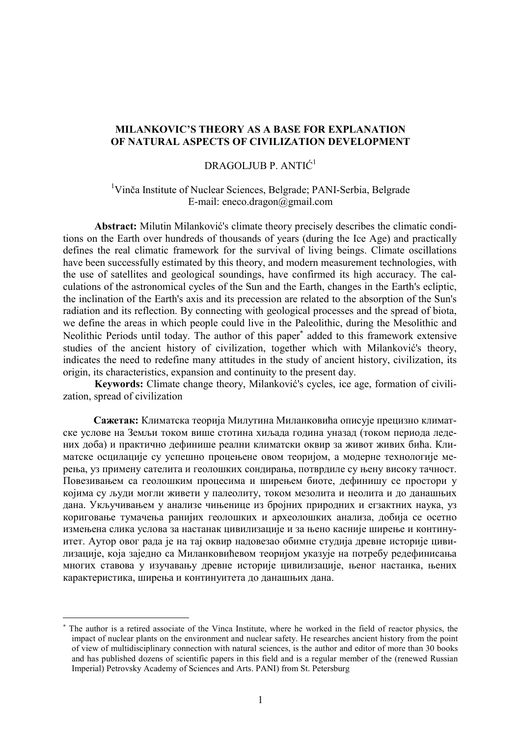# MILANKOVIC'S THEORY AS A BASE FOR EXPLANATION OF NATURAL ASPECTS OF CIVILIZATION DEVELOPMENT

DRAGOLJUB P. ANTIĆ[1]

[1]Vinča Institute of Nuclear Sciences, Belgrade; PANI-Serbia, Belgrade
E-mail: eneco.dragon@gmail.com

**Abstract:** Milutin Milanković's climate theory precisely describes the climatic conditions on the Earth over hundreds of thousands of years (during the Ice Age) and practically defines the real climatic framework for the survival of living beings. Climate oscillations have been successfully estimated by this theory, and modern measurement technologies, with the use of satellites and geological soundings, have confirmed its high accuracy. The calculations of the astronomical cycles of the Sun and the Earth, changes in the Earth's ecliptic, the inclination of the Earth's axis and its precession are related to the absorption of the Sun's radiation and its reflection. By connecting with geological processes and the spread of biota, we define the areas in which people could live in the Paleolithic, during the Mesolithic and Neolithic Periods until today. The author of this paper[*] added to this framework extensive studies of the ancient history of civilization, together which with Milanković's theory, indicates the need to redefine many attitudes in the study of ancient history, civilization, its origin, its characteristics, expansion and continuity to the present day.

**Keywords:** Climate change theory, Milanković's cycles, ice age, formation of civilization, spread of civilization

**Сажетак:** Климатска теорија Милутина Миланковића описује прецизно климатске услове на Земљи током више стотина хиљада година уназад (током периода ледених доба) и практично дефинише реални климатски оквир за живот живих бића. Климатске осцилације су успешно процењене овом теоријом, а модерне технологије мерења, уз примену сателита и геолошких сондирања, потврдиле су њену високу тачност. Повезивањем са геолошким процесима и ширењем биоте, дефинишу се простори у којима су људи могли живети у палеолиту, током мезолита и неолита и до данашњих дана. Укључивањем у анализе чињенице из бројних природних и егзактних наука, уз кориговање тумачења ранијих геолошких и археолошких анализа, добија се осетно измењена слика услова за настанак цивилизације и за њено касније ширење и континуитет. Аутор овог рада је на тај оквир надовезао обимне студија древне историје цивилизације, која заједно са Миланковићевом теоријом указује на потребу редефинисања многих ставова у изучавању древне историје цивилизације, њеног настанка, њених карактеристика, ширења и континуитета до данашњих дана.

---

[*] The author is a retired associate of the Vinca Institute, where he worked in the field of reactor physics, the impact of nuclear plants on the environment and nuclear safety. He researches ancient history from the point of view of multidisciplinary connection with natural sciences, is the author and editor of more than 30 books and has published dozens of scientific papers in this field and is a regular member of the (renewed Russian Imperial) Petrovsky Academy of Sciences and Arts. PANI) from St. Petersburg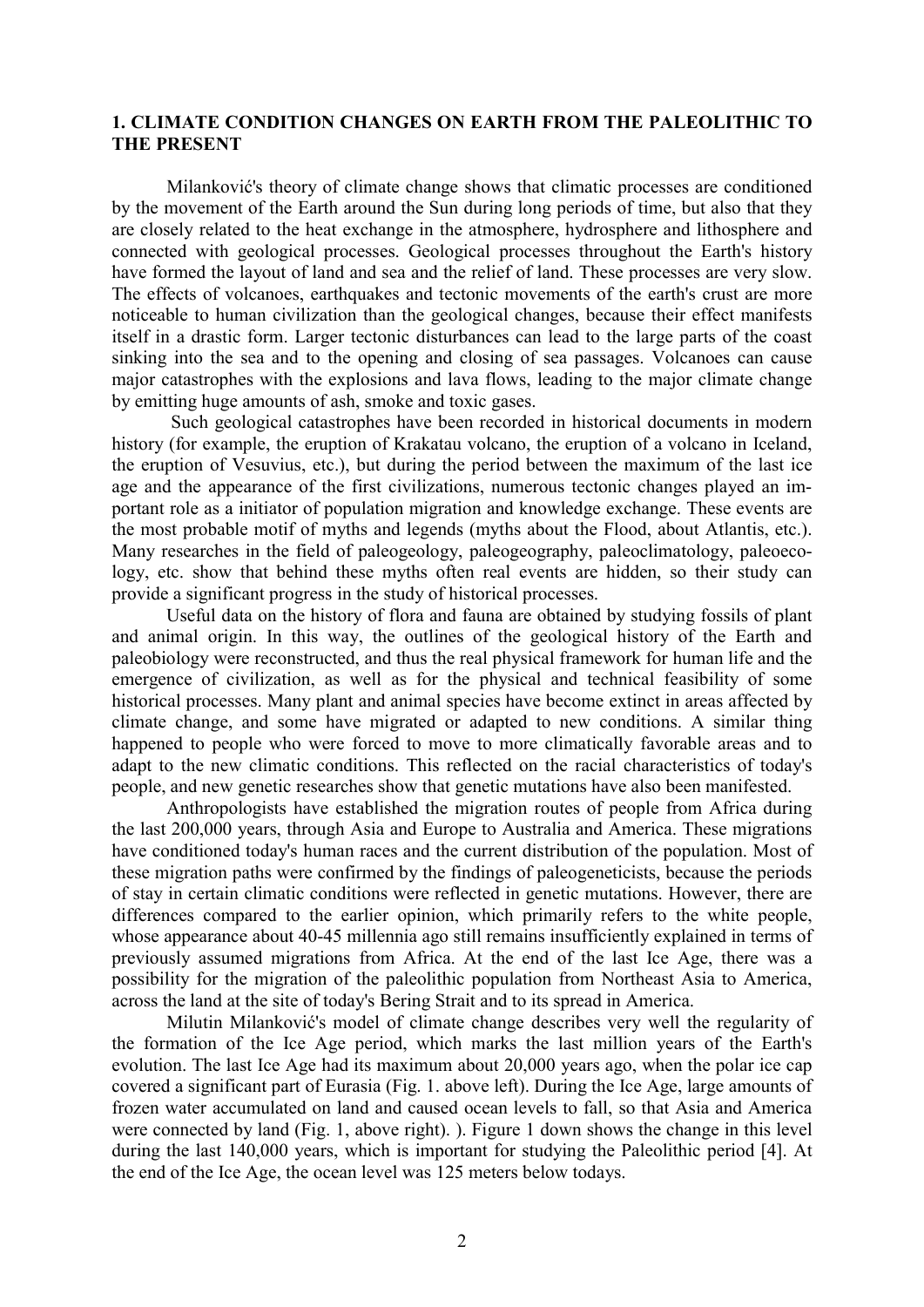## 1. CLIMATE CONDITION CHANGES ON EARTH FROM THE PALEOLITHIC TO THE PRESENT

Milanković's theory of climate change shows that climatic processes are conditioned by the movement of the Earth around the Sun during long periods of time, but also that they are closely related to the heat exchange in the atmosphere, hydrosphere and lithosphere and connected with geological processes. Geological processes throughout the Earth's history have formed the layout of land and sea and the relief of land. These processes are very slow. The effects of volcanoes, earthquakes and tectonic movements of the earth's crust are more noticeable to human civilization than the geological changes, because their effect manifests itself in a drastic form. Larger tectonic disturbances can lead to the large parts of the coast sinking into the sea and to the opening and closing of sea passages. Volcanoes can cause major catastrophes with the explosions and lava flows, leading to the major climate change by emitting huge amounts of ash, smoke and toxic gases.

Such geological catastrophes have been recorded in historical documents in modern history (for example, the eruption of Krakatau volcano, the eruption of a volcano in Iceland, the eruption of Vesuvius, etc.), but during the period between the maximum of the last ice age and the appearance of the first civilizations, numerous tectonic changes played an important role as a initiator of population migration and knowledge exchange. These events are the most probable motif of myths and legends (myths about the Flood, about Atlantis, etc.). Many researches in the field of paleogeology, paleogeography, paleoclimatology, paleoecology, etc. show that behind these myths often real events are hidden, so their study can provide a significant progress in the study of historical processes.

Useful data on the history of flora and fauna are obtained by studying fossils of plant and animal origin. In this way, the outlines of the geological history of the Earth and paleobiology were reconstructed, and thus the real physical framework for human life and the emergence of civilization, as well as for the physical and technical feasibility of some historical processes. Many plant and animal species have become extinct in areas affected by climate change, and some have migrated or adapted to new conditions. A similar thing happened to people who were forced to move to more climatically favorable areas and to adapt to the new climatic conditions. This reflected on the racial characteristics of today's people, and new genetic researches show that genetic mutations have also been manifested.

Anthropologists have established the migration routes of people from Africa during the last 200,000 years, through Asia and Europe to Australia and America. These migrations have conditioned today's human races and the current distribution of the population. Most of these migration paths were confirmed by the findings of paleogeneticists, because the periods of stay in certain climatic conditions were reflected in genetic mutations. However, there are differences compared to the earlier opinion, which primarily refers to the white people, whose appearance about 40-45 millennia ago still remains insufficiently explained in terms of previously assumed migrations from Africa. At the end of the last Ice Age, there was a possibility for the migration of the paleolithic population from Northeast Asia to America, across the land at the site of today's Bering Strait and to its spread in America.

Milutin Milanković's model of climate change describes very well the regularity of the formation of the Ice Age period, which marks the last million years of the Earth's evolution. The last Ice Age had its maximum about 20,000 years ago, when the polar ice cap covered a significant part of Eurasia (Fig. 1. above left). During the Ice Age, large amounts of frozen water accumulated on land and caused ocean levels to fall, so that Asia and America were connected by land (Fig. 1, above right). ). Figure 1 down shows the change in this level during the last 140,000 years, which is important for studying the Paleolithic period [4]. At the end of the Ice Age, the ocean level was 125 meters below todays.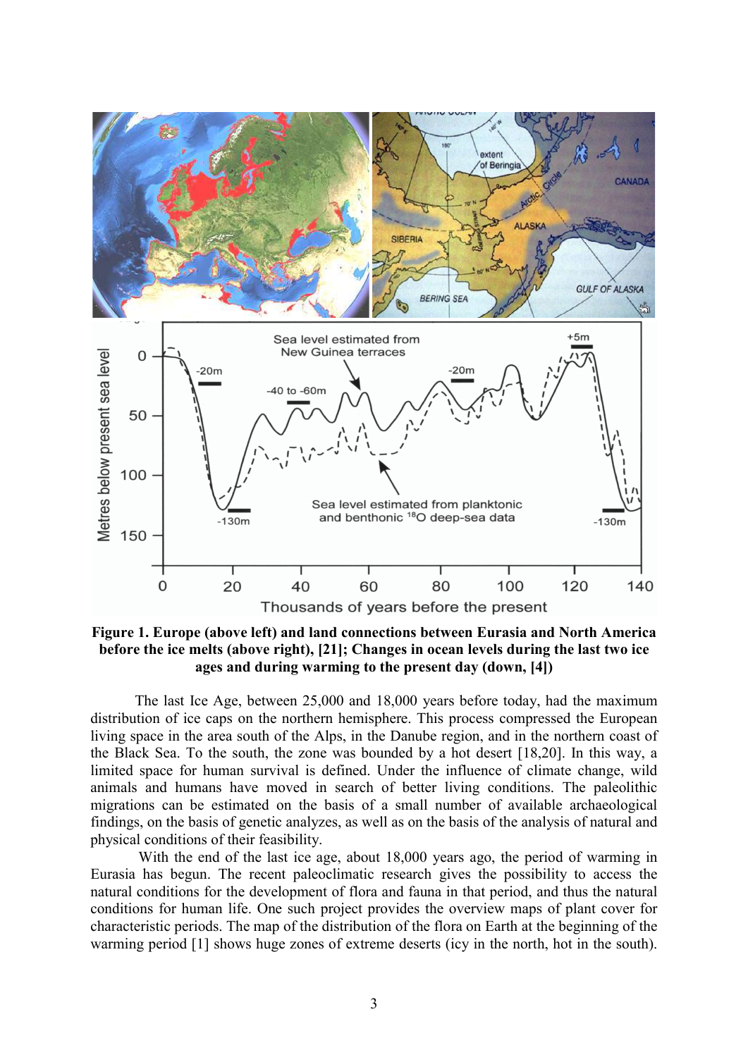**Figure 1. Europe (above left) and land connections between Eurasia and North America before the ice melts (above right), [21]; Changes in ocean levels during the last two ice ages and during warming to the present day (down, [4])**

The last Ice Age, between 25,000 and 18,000 years before today, had the maximum distribution of ice caps on the northern hemisphere. This process compressed the European living space in the area south of the Alps, in the Danube region, and in the northern coast of the Black Sea. To the south, the zone was bounded by a hot desert [18,20]. In this way, a limited space for human survival is defined. Under the influence of climate change, wild animals and humans have moved in search of better living conditions. The paleolithic migrations can be estimated on the basis of a small number of available archaeological findings, on the basis of genetic analyzes, as well as on the basis of the analysis of natural and physical conditions of their feasibility.

With the end of the last ice age, about 18,000 years ago, the period of warming in Eurasia has begun. The recent paleoclimatic research gives the possibility to access the natural conditions for the development of flora and fauna in that period, and thus the natural conditions for human life. One such project provides the overview maps of plant cover for characteristic periods. The map of the distribution of the flora on Earth at the beginning of the warming period [1] shows huge zones of extreme deserts (icy in the north, hot in the south).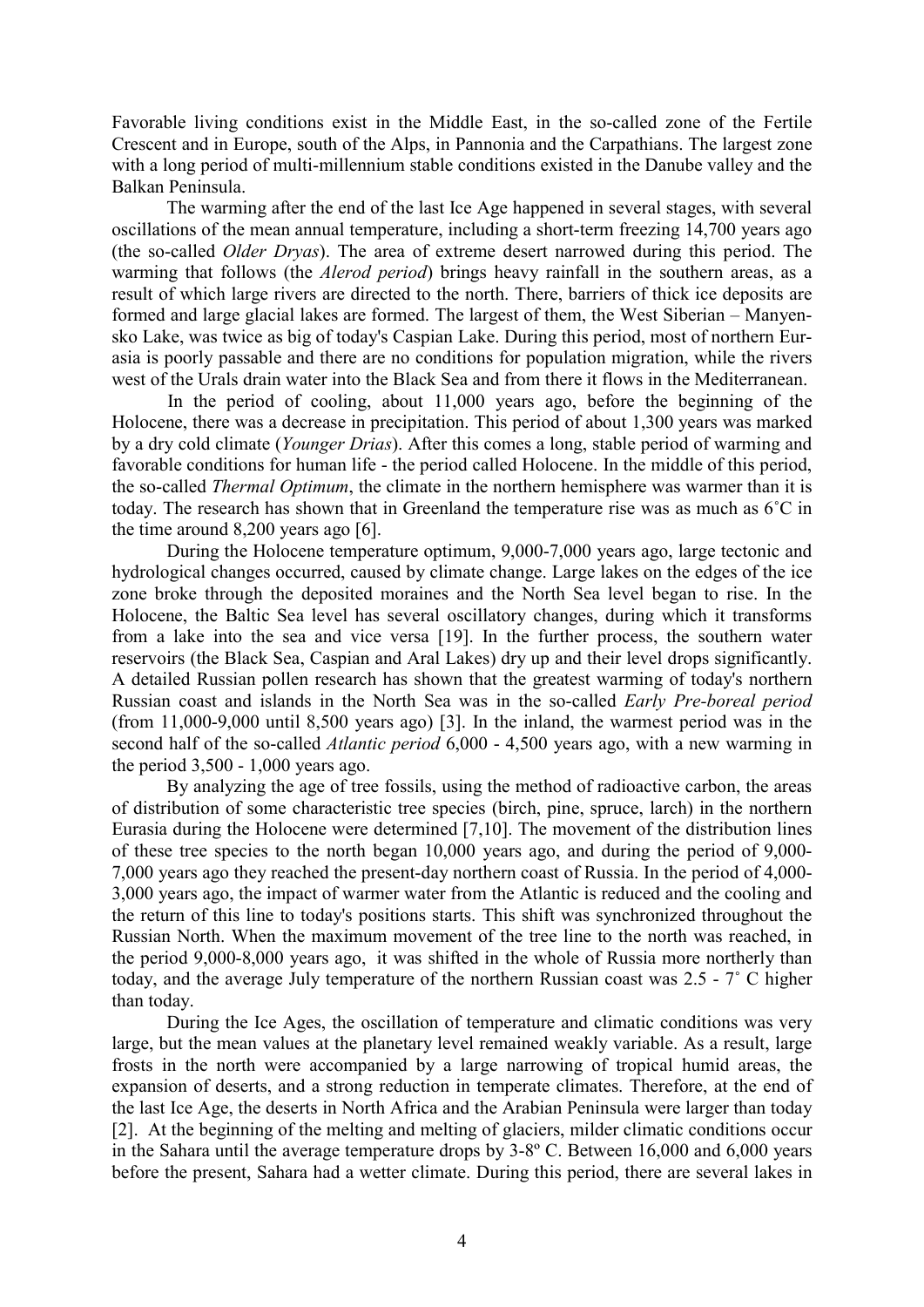Favorable living conditions exist in the Middle East, in the so-called zone of the Fertile Crescent and in Europe, south of the Alps, in Pannonia and the Carpathians. The largest zone with a long period of multi-millennium stable conditions existed in the Danube valley and the Balkan Peninsula.

The warming after the end of the last Ice Age happened in several stages, with several oscillations of the mean annual temperature, including a short-term freezing 14,700 years ago (the so-called *Older Dryas*). The area of extreme desert narrowed during this period. The warming that follows (the *Alerod period*) brings heavy rainfall in the southern areas, as a result of which large rivers are directed to the north. There, barriers of thick ice deposits are formed and large glacial lakes are formed. The largest of them, the West Siberian – Manyensko Lake, was twice as big of today's Caspian Lake. During this period, most of northern Eurasia is poorly passable and there are no conditions for population migration, while the rivers west of the Urals drain water into the Black Sea and from there it flows in the Mediterranean.

In the period of cooling, about 11,000 years ago, before the beginning of the Holocene, there was a decrease in precipitation. This period of about 1,300 years was marked by a dry cold climate (*Younger Drias*). After this comes a long, stable period of warming and favorable conditions for human life - the period called Holocene. In the middle of this period, the so-called *Thermal Optimum*, the climate in the northern hemisphere was warmer than it is today. The research has shown that in Greenland the temperature rise was as much as 6˚C in the time around 8,200 years ago [6].

During the Holocene temperature optimum, 9,000-7,000 years ago, large tectonic and hydrological changes occurred, caused by climate change. Large lakes on the edges of the ice zone broke through the deposited moraines and the North Sea level began to rise. In the Holocene, the Baltic Sea level has several oscillatory changes, during which it transforms from a lake into the sea and vice versa [19]. In the further process, the southern water reservoirs (the Black Sea, Caspian and Aral Lakes) dry up and their level drops significantly. A detailed Russian pollen research has shown that the greatest warming of today's northern Russian coast and islands in the North Sea was in the so-called *Early Pre-boreal period* (from 11,000-9,000 until 8,500 years ago) [3]. In the inland, the warmest period was in the second half of the so-called *Atlantic period* 6,000 - 4,500 years ago, with a new warming in the period 3,500 - 1,000 years ago.

By analyzing the age of tree fossils, using the method of radioactive carbon, the areas of distribution of some characteristic tree species (birch, pine, spruce, larch) in the northern Eurasia during the Holocene were determined [7,10]. The movement of the distribution lines of these tree species to the north began 10,000 years ago, and during the period of 9,000-7,000 years ago they reached the present-day northern coast of Russia. In the period of 4,000-3,000 years ago, the impact of warmer water from the Atlantic is reduced and the cooling and the return of this line to today's positions starts. This shift was synchronized throughout the Russian North. When the maximum movement of the tree line to the north was reached, in the period 9,000-8,000 years ago, it was shifted in the whole of Russia more northerly than today, and the average July temperature of the northern Russian coast was 2.5 - 7˚ C higher than today.

During the Ice Ages, the oscillation of temperature and climatic conditions was very large, but the mean values at the planetary level remained weakly variable. As a result, large frosts in the north were accompanied by a large narrowing of tropical humid areas, the expansion of deserts, and a strong reduction in temperate climates. Therefore, at the end of the last Ice Age, the deserts in North Africa and the Arabian Peninsula were larger than today [2]. At the beginning of the melting and melting of glaciers, milder climatic conditions occur in the Sahara until the average temperature drops by 3-8º C. Between 16,000 and 6,000 years before the present, Sahara had a wetter climate. During this period, there are several lakes in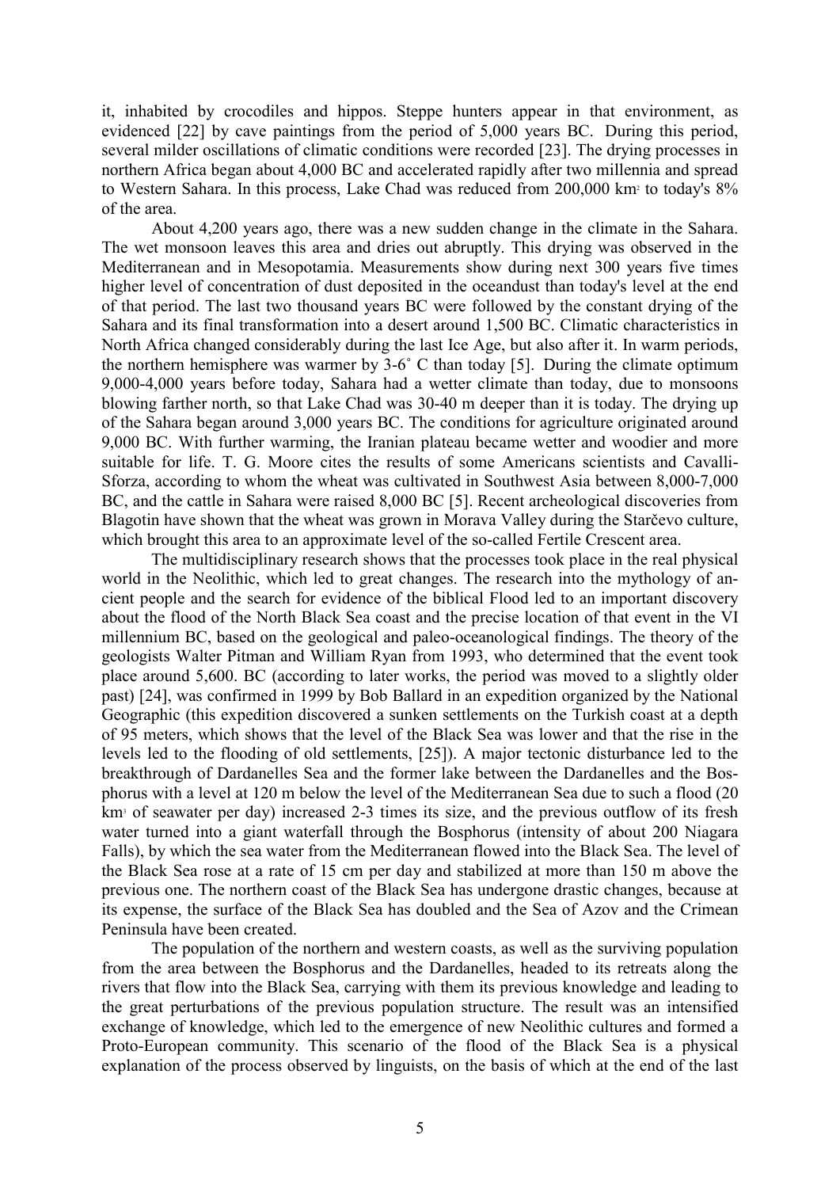it, inhabited by crocodiles and hippos. Steppe hunters appear in that environment, as evidenced [22] by cave paintings from the period of 5,000 years BC. During this period, several milder oscillations of climatic conditions were recorded [23]. The drying processes in northern Africa began about 4,000 BC and accelerated rapidly after two millennia and spread to Western Sahara. In this process, Lake Chad was reduced from 200,000 km$^2$ to today's 8% of the area.

About 4,200 years ago, there was a new sudden change in the climate in the Sahara. The wet monsoon leaves this area and dries out abruptly. This drying was observed in the Mediterranean and in Mesopotamia. Measurements show during next 300 years five times higher level of concentration of dust deposited in the oceandust than today's level at the end of that period. The last two thousand years BC were followed by the constant drying of the Sahara and its final transformation into a desert around 1,500 BC. Climatic characteristics in North Africa changed considerably during the last Ice Age, but also after it. In warm periods, the northern hemisphere was warmer by 3-6˚ C than today [5]. During the climate optimum 9,000-4,000 years before today, Sahara had a wetter climate than today, due to monsoons blowing farther north, so that Lake Chad was 30-40 m deeper than it is today. The drying up of the Sahara began around 3,000 years BC. The conditions for agriculture originated around 9,000 BC. With further warming, the Iranian plateau became wetter and woodier and more suitable for life. T. G. Moore cites the results of some Americans scientists and Cavalli-Sforza, according to whom the wheat was cultivated in Southwest Asia between 8,000-7,000 BC, and the cattle in Sahara were raised 8,000 BC [5]. Recent archeological discoveries from Blagotin have shown that the wheat was grown in Morava Valley during the Starčevo culture, which brought this area to an approximate level of the so-called Fertile Crescent area.

The multidisciplinary research shows that the processes took place in the real physical world in the Neolithic, which led to great changes. The research into the mythology of ancient people and the search for evidence of the biblical Flood led to an important discovery about the flood of the North Black Sea coast and the precise location of that event in the VI millennium BC, based on the geological and paleo-oceanological findings. The theory of the geologists Walter Pitman and William Ryan from 1993, who determined that the event took place around 5,600. BC (according to later works, the period was moved to a slightly older past) [24], was confirmed in 1999 by Bob Ballard in an expedition organized by the National Geographic (this expedition discovered a sunken settlements on the Turkish coast at a depth of 95 meters, which shows that the level of the Black Sea was lower and that the rise in the levels led to the flooding of old settlements, [25]). A major tectonic disturbance led to the breakthrough of Dardanelles Sea and the former lake between the Dardanelles and the Bosphorus with a level at 120 m below the level of the Mediterranean Sea due to such a flood (20 km$^3$ of seawater per day) increased 2-3 times its size, and the previous outflow of its fresh water turned into a giant waterfall through the Bosphorus (intensity of about 200 Niagara Falls), by which the sea water from the Mediterranean flowed into the Black Sea. The level of the Black Sea rose at a rate of 15 cm per day and stabilized at more than 150 m above the previous one. The northern coast of the Black Sea has undergone drastic changes, because at its expense, the surface of the Black Sea has doubled and the Sea of Azov and the Crimean Peninsula have been created.

The population of the northern and western coasts, as well as the surviving population from the area between the Bosphorus and the Dardanelles, headed to its retreats along the rivers that flow into the Black Sea, carrying with them its previous knowledge and leading to the great perturbations of the previous population structure. The result was an intensified exchange of knowledge, which led to the emergence of new Neolithic cultures and formed a Proto-European community. This scenario of the flood of the Black Sea is a physical explanation of the process observed by linguists, on the basis of which at the end of the last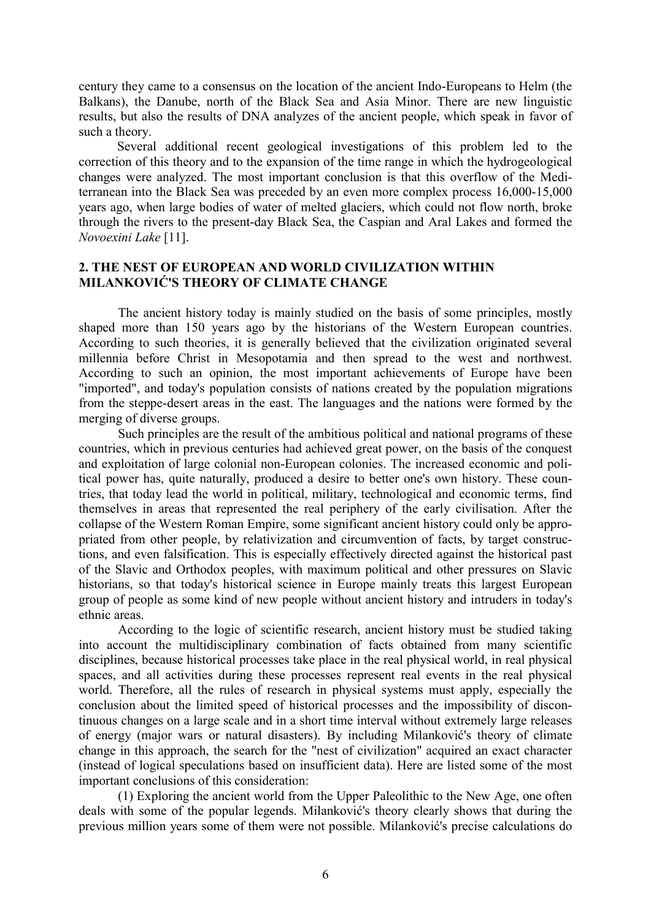century they came to a consensus on the location of the ancient Indo-Europeans to Helm (the Balkans), the Danube, north of the Black Sea and Asia Minor. There are new linguistic results, but also the results of DNA analyzes of the ancient people, which speak in favor of such a theory.

Several additional recent geological investigations of this problem led to the correction of this theory and to the expansion of the time range in which the hydrogeological changes were analyzed. The most important conclusion is that this overflow of the Mediterranean into the Black Sea was preceded by an even more complex process 16,000-15,000 years ago, when large bodies of water of melted glaciers, which could not flow north, broke through the rivers to the present-day Black Sea, the Caspian and Aral Lakes and formed the *Novoexini Lake* [11].

## 2. THE NEST OF EUROPEAN AND WORLD CIVILIZATION WITHIN MILANKOVIĆ'S THEORY OF CLIMATE CHANGE

The ancient history today is mainly studied on the basis of some principles, mostly shaped more than 150 years ago by the historians of the Western European countries. According to such theories, it is generally believed that the civilization originated several millennia before Christ in Mesopotamia and then spread to the west and northwest. According to such an opinion, the most important achievements of Europe have been "imported", and today's population consists of nations created by the population migrations from the steppe-desert areas in the east. The languages and the nations were formed by the merging of diverse groups.

Such principles are the result of the ambitious political and national programs of these countries, which in previous centuries had achieved great power, on the basis of the conquest and exploitation of large colonial non-European colonies. The increased economic and political power has, quite naturally, produced a desire to better one's own history. These countries, that today lead the world in political, military, technological and economic terms, find themselves in areas that represented the real periphery of the early civilisation. After the collapse of the Western Roman Empire, some significant ancient history could only be appropriated from other people, by relativization and circumvention of facts, by target constructions, and even falsification. This is especially effectively directed against the historical past of the Slavic and Orthodox peoples, with maximum political and other pressures on Slavic historians, so that today's historical science in Europe mainly treats this largest European group of people as some kind of new people without ancient history and intruders in today's ethnic areas.

According to the logic of scientific research, ancient history must be studied taking into account the multidisciplinary combination of facts obtained from many scientific disciplines, because historical processes take place in the real physical world, in real physical spaces, and all activities during these processes represent real events in the real physical world. Therefore, all the rules of research in physical systems must apply, especially the conclusion about the limited speed of historical processes and the impossibility of discontinuous changes on a large scale and in a short time interval without extremely large releases of energy (major wars or natural disasters). By including Milanković's theory of climate change in this approach, the search for the "nest of civilization" acquired an exact character (instead of logical speculations based on insufficient data). Here are listed some of the most important conclusions of this consideration:

(1) Exploring the ancient world from the Upper Paleolithic to the New Age, one often deals with some of the popular legends. Milanković's theory clearly shows that during the previous million years some of them were not possible. Milanković's precise calculations do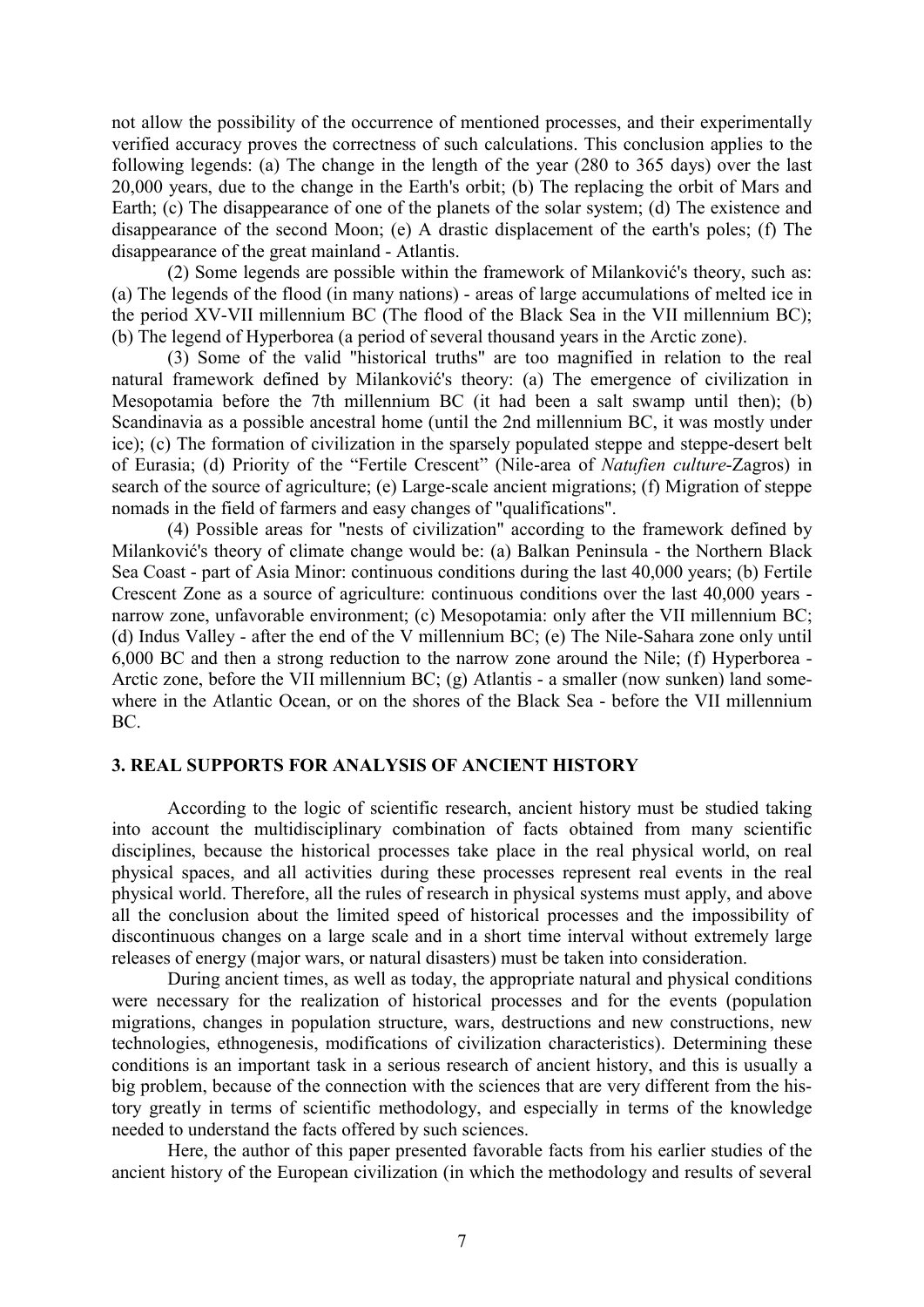not allow the possibility of the occurrence of mentioned processes, and their experimentally verified accuracy proves the correctness of such calculations. This conclusion applies to the following legends: (a) The change in the length of the year (280 to 365 days) over the last 20,000 years, due to the change in the Earth's orbit; (b) The replacing the orbit of Mars and Earth; (c) The disappearance of one of the planets of the solar system; (d) The existence and disappearance of the second Moon; (e) A drastic displacement of the earth's poles; (f) The disappearance of the great mainland - Atlantis.

(2) Some legends are possible within the framework of Milanković's theory, such as: (a) The legends of the flood (in many nations) - areas of large accumulations of melted ice in the period XV-VII millennium BC (The flood of the Black Sea in the VII millennium BC); (b) The legend of Hyperborea (a period of several thousand years in the Arctic zone).

(3) Some of the valid "historical truths" are too magnified in relation to the real natural framework defined by Milanković's theory: (a) The emergence of civilization in Mesopotamia before the 7th millennium BC (it had been a salt swamp until then); (b) Scandinavia as a possible ancestral home (until the 2nd millennium BC, it was mostly under ice); (c) The formation of civilization in the sparsely populated steppe and steppe-desert belt of Eurasia; (d) Priority of the "Fertile Crescent" (Nile-area of *Natufien culture*-Zagros) in search of the source of agriculture; (e) Large-scale ancient migrations; (f) Migration of steppe nomads in the field of farmers and easy changes of "qualifications".

(4) Possible areas for "nests of civilization" according to the framework defined by Milanković's theory of climate change would be: (a) Balkan Peninsula - the Northern Black Sea Coast - part of Asia Minor: continuous conditions during the last 40,000 years; (b) Fertile Crescent Zone as a source of agriculture: continuous conditions over the last 40,000 years - narrow zone, unfavorable environment; (c) Mesopotamia: only after the VII millennium BC; (d) Indus Valley - after the end of the V millennium BC; (e) The Nile-Sahara zone only until 6,000 BC and then a strong reduction to the narrow zone around the Nile; (f) Hyperborea - Arctic zone, before the VII millennium BC; (g) Atlantis - a smaller (now sunken) land somewhere in the Atlantic Ocean, or on the shores of the Black Sea - before the VII millennium BC.

## 3. REAL SUPPORTS FOR ANALYSIS OF ANCIENT HISTORY

According to the logic of scientific research, ancient history must be studied taking into account the multidisciplinary combination of facts obtained from many scientific disciplines, because the historical processes take place in the real physical world, on real physical spaces, and all activities during these processes represent real events in the real physical world. Therefore, all the rules of research in physical systems must apply, and above all the conclusion about the limited speed of historical processes and the impossibility of discontinuous changes on a large scale and in a short time interval without extremely large releases of energy (major wars, or natural disasters) must be taken into consideration.

During ancient times, as well as today, the appropriate natural and physical conditions were necessary for the realization of historical processes and for the events (population migrations, changes in population structure, wars, destructions and new constructions, new technologies, ethnogenesis, modifications of civilization characteristics). Determining these conditions is an important task in a serious research of ancient history, and this is usually a big problem, because of the connection with the sciences that are very different from the history greatly in terms of scientific methodology, and especially in terms of the knowledge needed to understand the facts offered by such sciences.

Here, the author of this paper presented favorable facts from his earlier studies of the ancient history of the European civilization (in which the methodology and results of several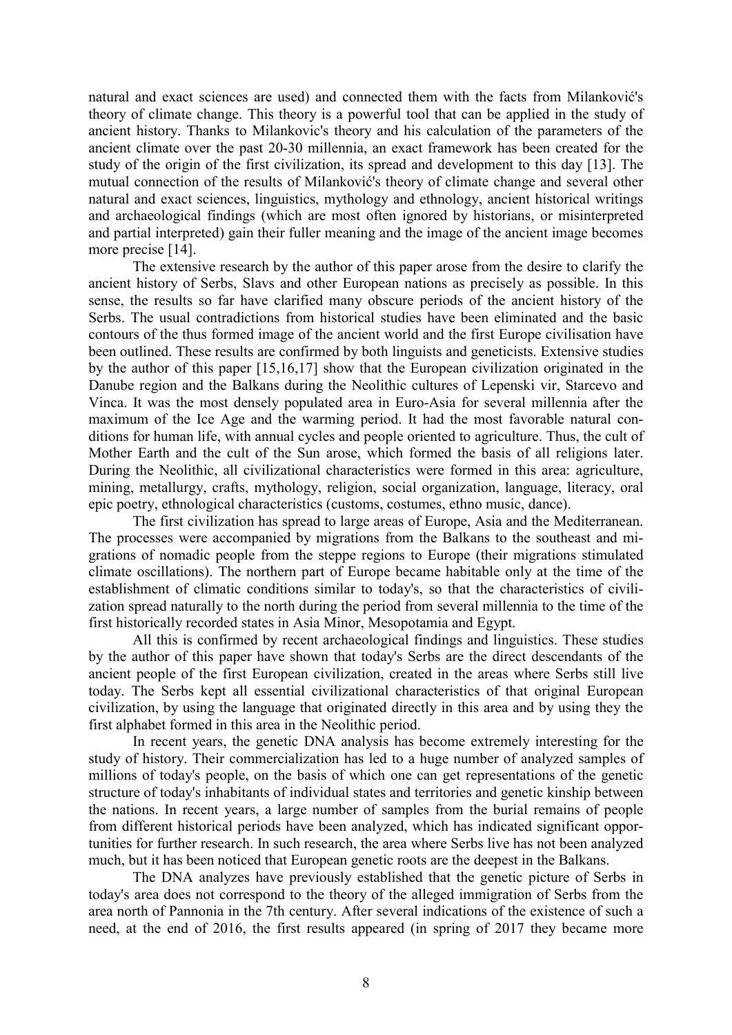natural and exact sciences are used) and connected them with the facts from Milanković's theory of climate change. This theory is a powerful tool that can be applied in the study of ancient history. Thanks to Milankovic's theory and his calculation of the parameters of the ancient climate over the past 20-30 millennia, an exact framework has been created for the study of the origin of the first civilization, its spread and development to this day [13]. The mutual connection of the results of Milanković's theory of climate change and several other natural and exact sciences, linguistics, mythology and ethnology, ancient historical writings and archaeological findings (which are most often ignored by historians, or misinterpreted and partial interpreted) gain their fuller meaning and the image of the ancient image becomes more precise [14].

The extensive research by the author of this paper arose from the desire to clarify the ancient history of Serbs, Slavs and other European nations as precisely as possible. In this sense, the results so far have clarified many obscure periods of the ancient history of the Serbs. The usual contradictions from historical studies have been eliminated and the basic contours of the thus formed image of the ancient world and the first Europe civilisation have been outlined. These results are confirmed by both linguists and geneticists. Extensive studies by the author of this paper [15,16,17] show that the European civilization originated in the Danube region and the Balkans during the Neolithic cultures of Lepenski vir, Starcevo and Vinca. It was the most densely populated area in Euro-Asia for several millennia after the maximum of the Ice Age and the warming period. It had the most favorable natural conditions for human life, with annual cycles and people oriented to agriculture. Thus, the cult of Mother Earth and the cult of the Sun arose, which formed the basis of all religions later. During the Neolithic, all civilizational characteristics were formed in this area: agriculture, mining, metallurgy, crafts, mythology, religion, social organization, language, literacy, oral epic poetry, ethnological characteristics (customs, costumes, ethno music, dance).

The first civilization has spread to large areas of Europe, Asia and the Mediterranean. The processes were accompanied by migrations from the Balkans to the southeast and migrations of nomadic people from the steppe regions to Europe (their migrations stimulated climate oscillations). The northern part of Europe became habitable only at the time of the establishment of climatic conditions similar to today's, so that the characteristics of civilization spread naturally to the north during the period from several millennia to the time of the first historically recorded states in Asia Minor, Mesopotamia and Egypt.

All this is confirmed by recent archaeological findings and linguistics. These studies by the author of this paper have shown that today's Serbs are the direct descendants of the ancient people of the first European civilization, created in the areas where Serbs still live today. The Serbs kept all essential civilizational characteristics of that original European civilization, by using the language that originated directly in this area and by using they the first alphabet formed in this area in the Neolithic period.

In recent years, the genetic DNA analysis has become extremely interesting for the study of history. Their commercialization has led to a huge number of analyzed samples of millions of today's people, on the basis of which one can get representations of the genetic structure of today's inhabitants of individual states and territories and genetic kinship between the nations. In recent years, a large number of samples from the burial remains of people from different historical periods have been analyzed, which has indicated significant opportunities for further research. In such research, the area where Serbs live has not been analyzed much, but it has been noticed that European genetic roots are the deepest in the Balkans.

The DNA analyzes have previously established that the genetic picture of Serbs in today's area does not correspond to the theory of the alleged immigration of Serbs from the area north of Pannonia in the 7th century. After several indications of the existence of such a need, at the end of 2016, the first results appeared (in spring of 2017 they became more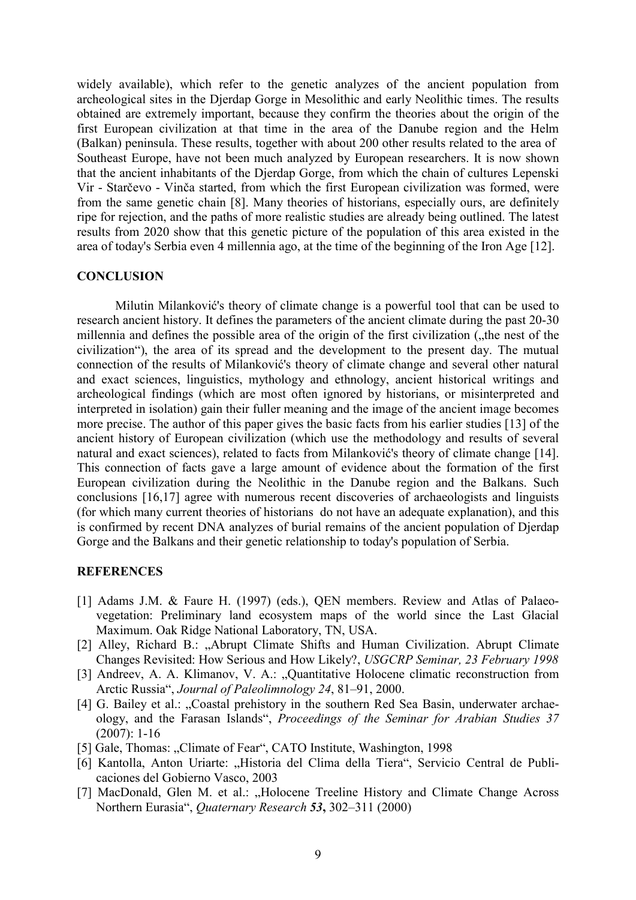widely available), which refer to the genetic analyzes of the ancient population from archeological sites in the Djerdap Gorge in Mesolithic and early Neolithic times. The results obtained are extremely important, because they confirm the theories about the origin of the first European civilization at that time in the area of the Danube region and the Helm (Balkan) peninsula. These results, together with about 200 other results related to the area of Southeast Europe, have not been much analyzed by European researchers. It is now shown that the ancient inhabitants of the Djerdap Gorge, from which the chain of cultures Lepenski Vir - Starčevo - Vinča started, from which the first European civilization was formed, were from the same genetic chain [8]. Many theories of historians, especially ours, are definitely ripe for rejection, and the paths of more realistic studies are already being outlined. The latest results from 2020 show that this genetic picture of the population of this area existed in the area of today's Serbia even 4 millennia ago, at the time of the beginning of the Iron Age [12].

## CONCLUSION

Milutin Milanković's theory of climate change is a powerful tool that can be used to research ancient history. It defines the parameters of the ancient climate during the past 20-30 millennia and defines the possible area of the origin of the first civilization („the nest of the civilization"), the area of its spread and the development to the present day. The mutual connection of the results of Milanković's theory of climate change and several other natural and exact sciences, linguistics, mythology and ethnology, ancient historical writings and archeological findings (which are most often ignored by historians, or misinterpreted and interpreted in isolation) gain their fuller meaning and the image of the ancient image becomes more precise. The author of this paper gives the basic facts from his earlier studies [13] of the ancient history of European civilization (which use the methodology and results of several natural and exact sciences), related to facts from Milanković's theory of climate change [14]. This connection of facts gave a large amount of evidence about the formation of the first European civilization during the Neolithic in the Danube region and the Balkans. Such conclusions [16,17] agree with numerous recent discoveries of archaeologists and linguists (for which many current theories of historians do not have an adequate explanation), and this is confirmed by recent DNA analyzes of burial remains of the ancient population of Djerdap Gorge and the Balkans and their genetic relationship to today's population of Serbia.

## REFERENCES

[1] Adams J.M. & Faure H. (1997) (eds.), QEN members. Review and Atlas of Palaeovegetation: Preliminary land ecosystem maps of the world since the Last Glacial Maximum. Oak Ridge National Laboratory, TN, USA.

[2] Alley, Richard B.: „Abrupt Climate Shifts and Human Civilization. Abrupt Climate Changes Revisited: How Serious and How Likely?, *USGCRP Seminar, 23 February 1998*

[3] Andreev, A. A. Klimanov, V. A.: „Quantitative Holocene climatic reconstruction from Arctic Russia", *Journal of Paleolimnology 24*, 81–91, 2000.

[4] G. Bailey et al.: „Coastal prehistory in the southern Red Sea Basin, underwater archaeology, and the Farasan Islands", *Proceedings of the Seminar for Arabian Studies 37* (2007): 1-16

[5] Gale, Thomas: „Climate of Fear", CATO Institute, Washington, 1998

[6] Kantolla, Anton Uriarte: „Historia del Clima della Tiera", Servicio Central de Publicaciones del Gobierno Vasco, 2003

[7] MacDonald, Glen M. et al.: „Holocene Treeline History and Climate Change Across Northern Eurasia", *Quaternary Research* ***53***, 302–311 (2000)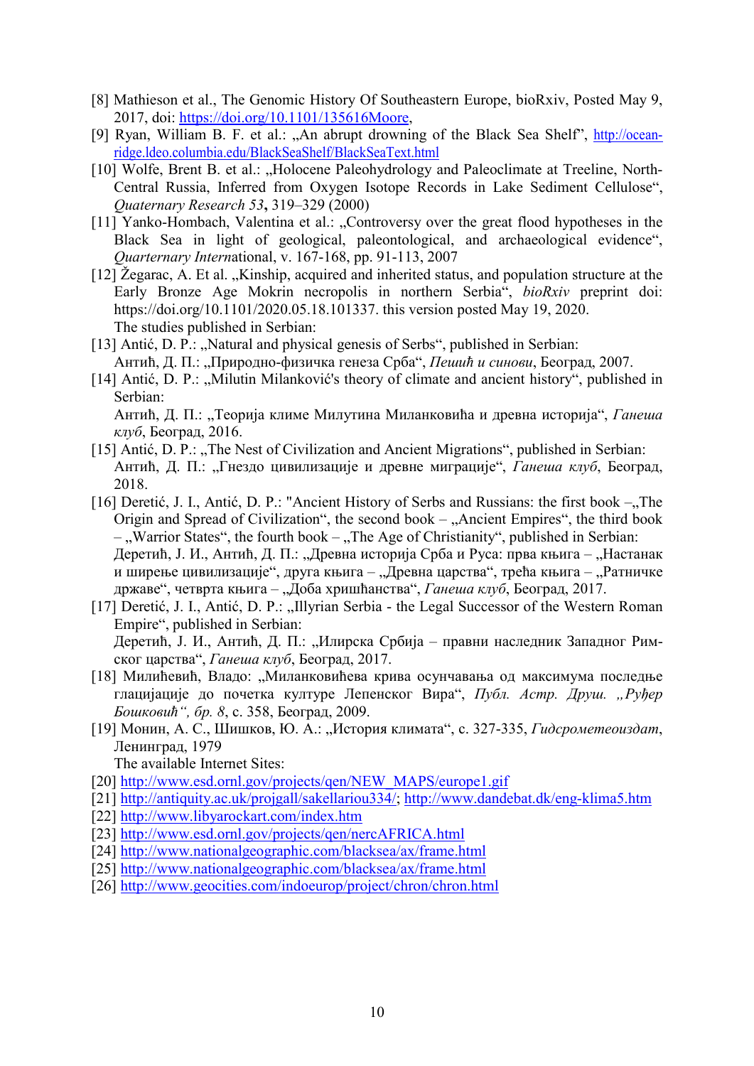[8] Mathieson et al., The Genomic History Of Southeastern Europe, bioRxiv, Posted May 9, 2017, doi: https://doi.org/10.1101/135616Moore,

[9] Ryan, William B. F. et al.: „An abrupt drowning of the Black Sea Shelf", http://ocean-ridge.ldeo.columbia.edu/BlackSeaShelf/BlackSeaText.html

[10] Wolfe, Brent B. et al.: „Holocene Paleohydrology and Paleoclimate at Treeline, North-Central Russia, Inferred from Oxygen Isotope Records in Lake Sediment Cellulose", *Quaternary Research 53*, 319–329 (2000)

[11] Yanko-Hombach, Valentina et al.: „Controversy over the great flood hypotheses in the Black Sea in light of geological, paleontological, and archaeological evidence", *Quarternary Intern*ational, v. 167-168, pp. 91-113, 2007

[12] Žegarac, A. Et al. „Kinship, acquired and inherited status, and population structure at the Early Bronze Age Mokrin necropolis in northern Serbia", *bioRxiv* preprint doi: https://doi.org/10.1101/2020.05.18.101337. this version posted May 19, 2020.

The studies published in Serbian:

[13] Antić, D. P.: „Natural and physical genesis of Serbs", published in Serbian:
Антић, Д. П.: „Природно-физичка генеза Срба", *Пешић и синови*, Београд, 2007.

[14] Antić, D. P.: „Milutin Milanković's theory of climate and ancient history", published in Serbian:
Антић, Д. П.: „Теорија климе Милутина Миланковића и древна историја", *Ганеша клуб*, Београд, 2016.

[15] Antić, D. P.: „The Nest of Civilization and Ancient Migrations", published in Serbian:
Антић, Д. П.: „Гнездо цивилизације и древне миграције", *Ганеша клуб*, Београд, 2018.

[16] Deretić, J. I., Antić, D. P.: "Ancient History of Serbs and Russians: the first book –„The Origin and Spread of Civilization", the second book – „Ancient Empires", the third book – „Warrior States", the fourth book – „The Age of Christianity", published in Serbian:
Деретић, Ј. И., Антић, Д. П.: „Древна историја Срба и Руса: прва књига – „Настанак и ширење цивилизације", друга књига – „Древна царства", трећа књига – „Ратничке државе", четврта књига – „Доба хришћанства", *Ганеша клуб*, Београд, 2017.

[17] Deretić, J. I., Antić, D. P.: „Illyrian Serbia - the Legal Successor of the Western Roman Empire", published in Serbian:
Деретић, Ј. И., Антић, Д. П.: „Илирска Србија – правни наследник Западног Римског царства", *Ганеша клуб*, Београд, 2017.

[18] Милићевић, Владо: „Миланковићева крива осунчавања од максимума последње глацијације до почетка културе Лепенског Вира", *Публ. Астр. Друш. „Руђер Бошковић", бр. 8*, с. 358, Београд, 2009.

[19] Монин, А. С., Шишков, Ю. А.: „История климата", с. 327-335, *Гидсрометеоиздат*, Ленинград, 1979

The available Internet Sites:

[20] http://www.esd.ornl.gov/projects/qen/NEW_MAPS/europe1.gif

[21] http://antiquity.ac.uk/projgall/sakellariou334/; http://www.dandebat.dk/eng-klima5.htm

[22] http://www.libyarockart.com/index.htm

[23] http://www.esd.ornl.gov/projects/qen/nercAFRICA.html

[24] http://www.nationalgeographic.com/blacksea/ax/frame.html

[25] http://www.nationalgeographic.com/blacksea/ax/frame.html

[26] http://www.geocities.com/indoeurop/project/chron/chron.html